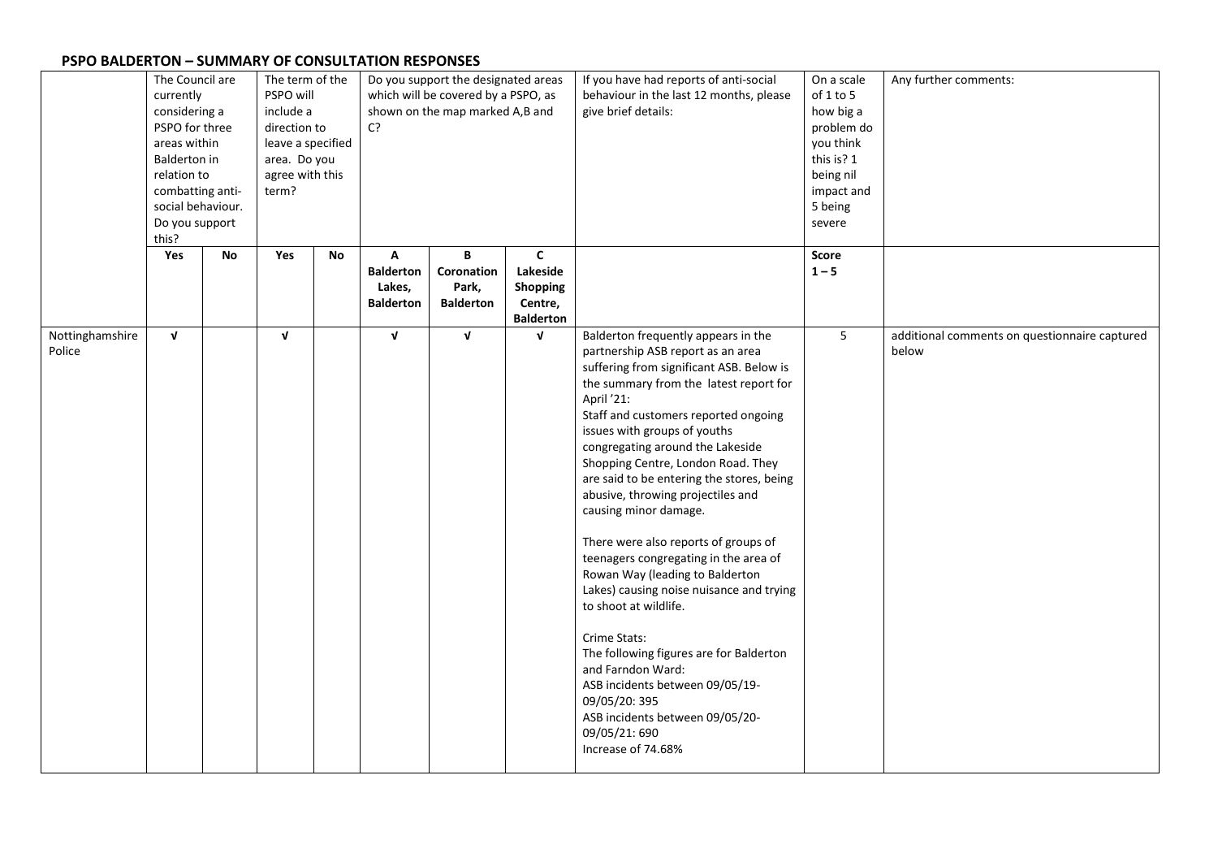## PSPO BALDERTON – SUMMARY OF CONSULTATION RESPONSES

| | The Council are currently considering a PSPO for three areas within Balderton in relation to combatting anti-social behaviour. Do you support this? | | The term of the PSPO will include a direction to leave a specified area. Do you agree with this term? | | Do you support the designated areas which will be covered by a PSPO, as shown on the map marked A,B and C? | | | If you have had reports of anti-social behaviour in the last 12 months, please give brief details: | On a scale of 1 to 5 how big a problem do you think this is? 1 being nil impact and 5 being severe | Any further comments: |
|---|---|---|---|---|---|---|---|---|---|---|
| | **Yes** | **No** | **Yes** | **No** | **A Balderton Lakes, Balderton** | **B Coronation Park, Balderton** | **C Lakeside Shopping Centre, Balderton** | | **Score 1 – 5** | |
| Nottinghamshire Police | √ | | √ | | √ | √ | √ | Balderton frequently appears in the partnership ASB report as an area suffering from significant ASB. Below is the summary from the latest report for April '21:<br>Staff and customers reported ongoing issues with groups of youths congregating around the Lakeside Shopping Centre, London Road. They are said to be entering the stores, being abusive, throwing projectiles and causing minor damage.<br><br>There were also reports of groups of teenagers congregating in the area of Rowan Way (leading to Balderton Lakes) causing noise nuisance and trying to shoot at wildlife.<br><br>Crime Stats:<br>The following figures are for Balderton and Farndon Ward:<br>ASB incidents between 09/05/19-09/05/20: 395<br>ASB incidents between 09/05/20-09/05/21: 690<br>Increase of 74.68% | 5 | additional comments on questionnaire captured below |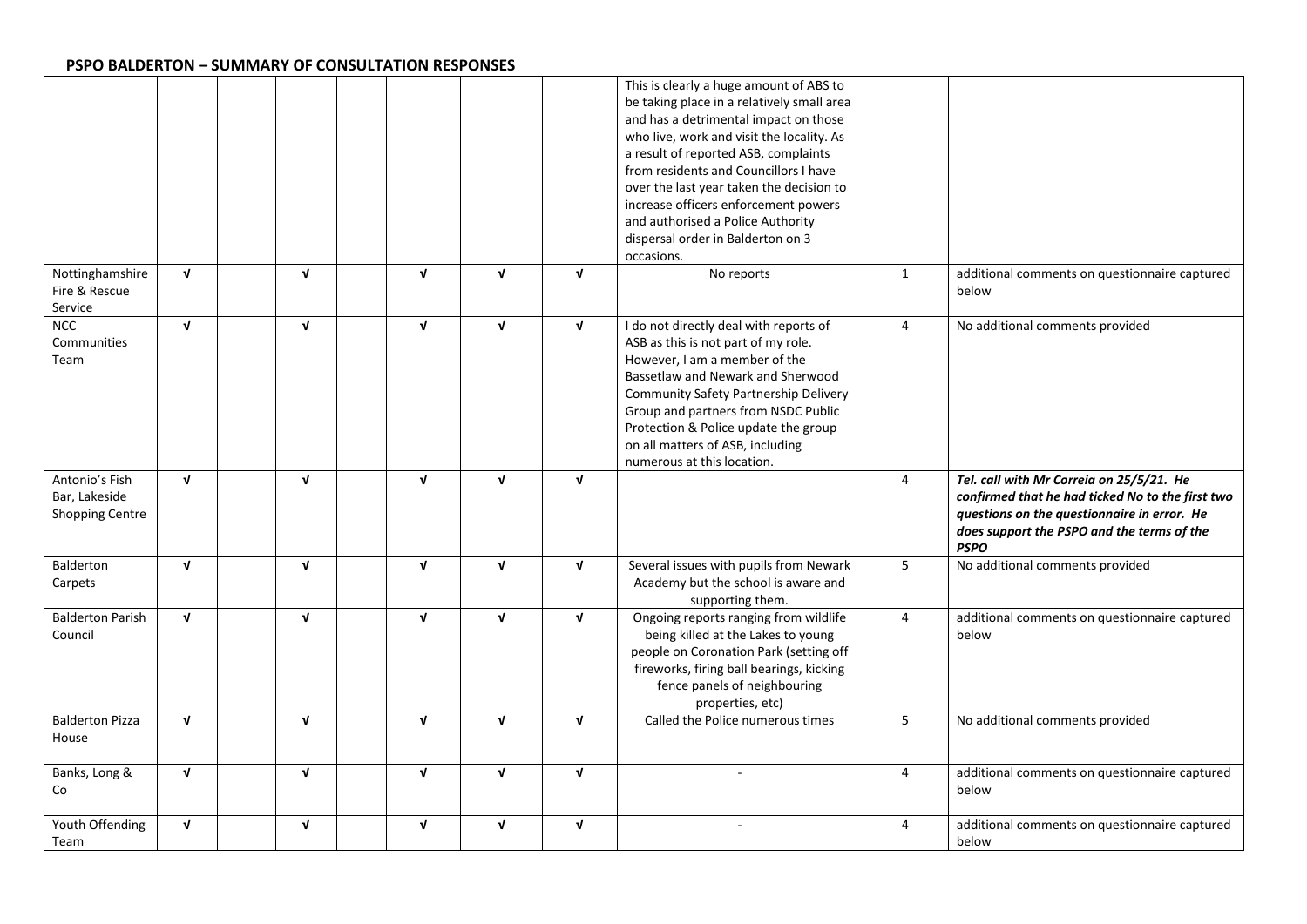## PSPO BALDERTON – SUMMARY OF CONSULTATION RESPONSES

| | | | | | | | | | | |
|---|---|---|---|---|---|---|---|---|---|---|
| | | | | | | | | This is clearly a huge amount of ABS to be taking place in a relatively small area and has a detrimental impact on those who live, work and visit the locality. As a result of reported ASB, complaints from residents and Councillors I have over the last year taken the decision to increase officers enforcement powers and authorised a Police Authority dispersal order in Balderton on 3 occasions. | | |
| Nottinghamshire Fire & Rescue Service | √ | | √ | | √ | √ | √ | No reports | 1 | additional comments on questionnaire captured below |
| NCC Communities Team | √ | | √ | | √ | √ | √ | I do not directly deal with reports of ASB as this is not part of my role. However, I am a member of the Bassetlaw and Newark and Sherwood Community Safety Partnership Delivery Group and partners from NSDC Public Protection & Police update the group on all matters of ASB, including numerous at this location. | 4 | No additional comments provided |
| Antonio's Fish Bar, Lakeside Shopping Centre | √ | | √ | | √ | √ | √ | | 4 | ***Tel. call with Mr Correia on 25/5/21. He confirmed that he had ticked No to the first two questions on the questionnaire in error. He does support the PSPO and the terms of the PSPO*** |
| Balderton Carpets | √ | | √ | | √ | √ | √ | Several issues with pupils from Newark Academy but the school is aware and supporting them. | 5 | No additional comments provided |
| Balderton Parish Council | √ | | √ | | √ | √ | √ | Ongoing reports ranging from wildlife being killed at the Lakes to young people on Coronation Park (setting off fireworks, firing ball bearings, kicking fence panels of neighbouring properties, etc) | 4 | additional comments on questionnaire captured below |
| Balderton Pizza House | √ | | √ | | √ | √ | √ | Called the Police numerous times | 5 | No additional comments provided |
| Banks, Long & Co | √ | | √ | | √ | √ | √ | - | 4 | additional comments on questionnaire captured below |
| Youth Offending Team | √ | | √ | | √ | √ | √ | - | 4 | additional comments on questionnaire captured below |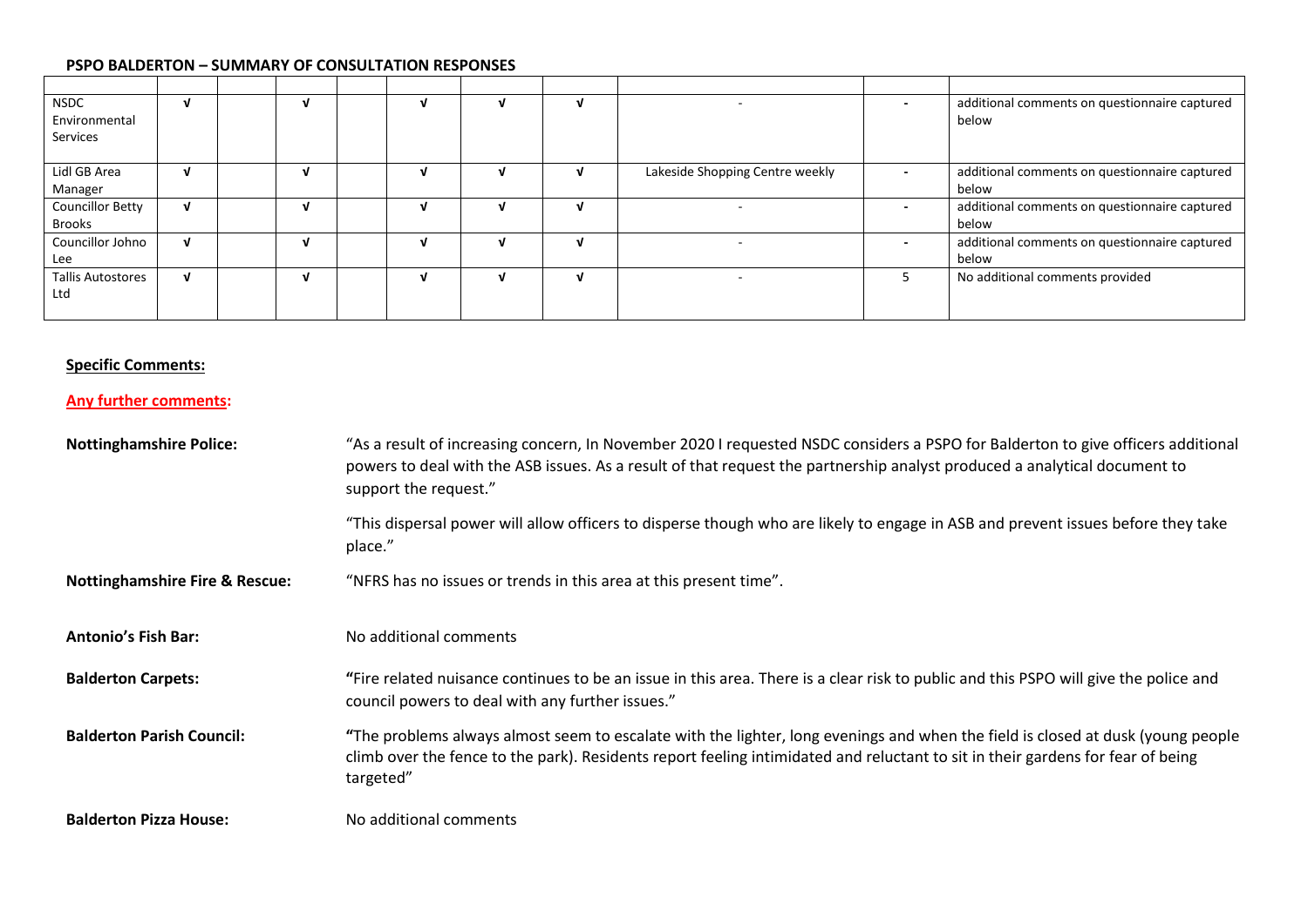**PSPO BALDERTON – SUMMARY OF CONSULTATION RESPONSES**

| | | | | | | | | | | |
|---|---|---|---|---|---|---|---|---|---|---|
| NSDC Environmental Services | √ | | √ | | √ | √ | √ | - | - | additional comments on questionnaire captured below |
| Lidl GB Area Manager | √ | | √ | | √ | √ | √ | Lakeside Shopping Centre weekly | - | additional comments on questionnaire captured below |
| Councillor Betty Brooks | √ | | √ | | √ | √ | √ | - | - | additional comments on questionnaire captured below |
| Councillor Johno Lee | √ | | √ | | √ | √ | √ | - | - | additional comments on questionnaire captured below |
| Tallis Autostores Ltd | √ | | √ | | √ | √ | √ | - | 5 | No additional comments provided |

**Specific Comments:**

**Any further comments:**

**Nottinghamshire Police:** "As a result of increasing concern, In November 2020 I requested NSDC considers a PSPO for Balderton to give officers additional powers to deal with the ASB issues. As a result of that request the partnership analyst produced a analytical document to support the request."

"This dispersal power will allow officers to disperse though who are likely to engage in ASB and prevent issues before they take place."

**Nottinghamshire Fire & Rescue:** "NFRS has no issues or trends in this area at this present time".

**Antonio's Fish Bar:** No additional comments

**Balderton Carpets:** "Fire related nuisance continues to be an issue in this area. There is a clear risk to public and this PSPO will give the police and council powers to deal with any further issues."

**Balderton Parish Council:** "The problems always almost seem to escalate with the lighter, long evenings and when the field is closed at dusk (young people climb over the fence to the park). Residents report feeling intimidated and reluctant to sit in their gardens for fear of being targeted"

**Balderton Pizza House:** No additional comments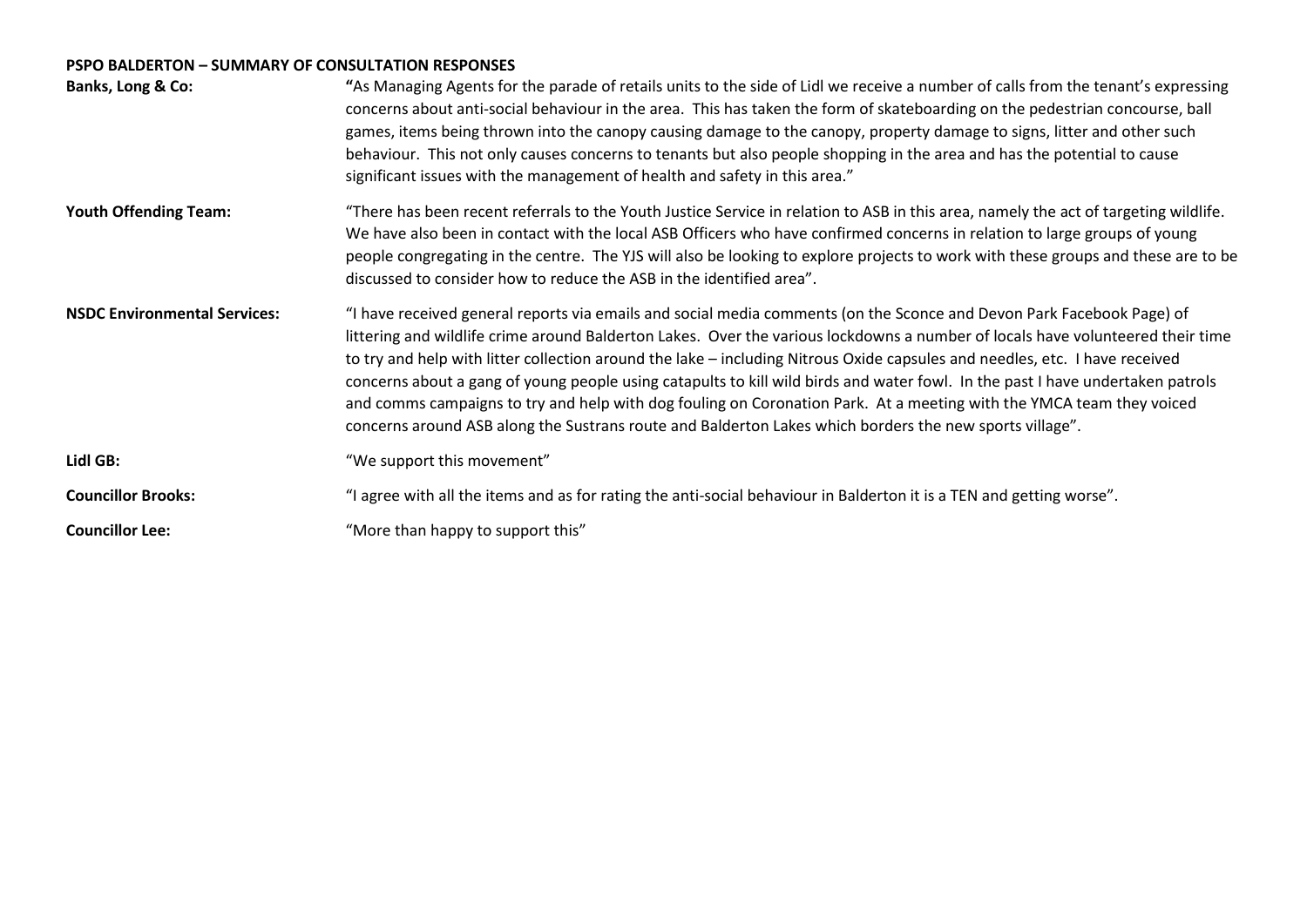**PSPO BALDERTON – SUMMARY OF CONSULTATION RESPONSES**

| | |
|---|---|
| **Banks, Long & Co:** | **"**As Managing Agents for the parade of retails units to the side of Lidl we receive a number of calls from the tenant's expressing concerns about anti-social behaviour in the area. This has taken the form of skateboarding on the pedestrian concourse, ball games, items being thrown into the canopy causing damage to the canopy, property damage to signs, litter and other such behaviour. This not only causes concerns to tenants but also people shopping in the area and has the potential to cause significant issues with the management of health and safety in this area." |
| **Youth Offending Team:** | "There has been recent referrals to the Youth Justice Service in relation to ASB in this area, namely the act of targeting wildlife. We have also been in contact with the local ASB Officers who have confirmed concerns in relation to large groups of young people congregating in the centre. The YJS will also be looking to explore projects to work with these groups and these are to be discussed to consider how to reduce the ASB in the identified area". |
| **NSDC Environmental Services:** | "I have received general reports via emails and social media comments (on the Sconce and Devon Park Facebook Page) of littering and wildlife crime around Balderton Lakes. Over the various lockdowns a number of locals have volunteered their time to try and help with litter collection around the lake – including Nitrous Oxide capsules and needles, etc. I have received concerns about a gang of young people using catapults to kill wild birds and water fowl. In the past I have undertaken patrols and comms campaigns to try and help with dog fouling on Coronation Park. At a meeting with the YMCA team they voiced concerns around ASB along the Sustrans route and Balderton Lakes which borders the new sports village". |
| **Lidl GB:** | "We support this movement" |
| **Councillor Brooks:** | "I agree with all the items and as for rating the anti-social behaviour in Balderton it is a TEN and getting worse". |
| **Councillor Lee:** | "More than happy to support this" |